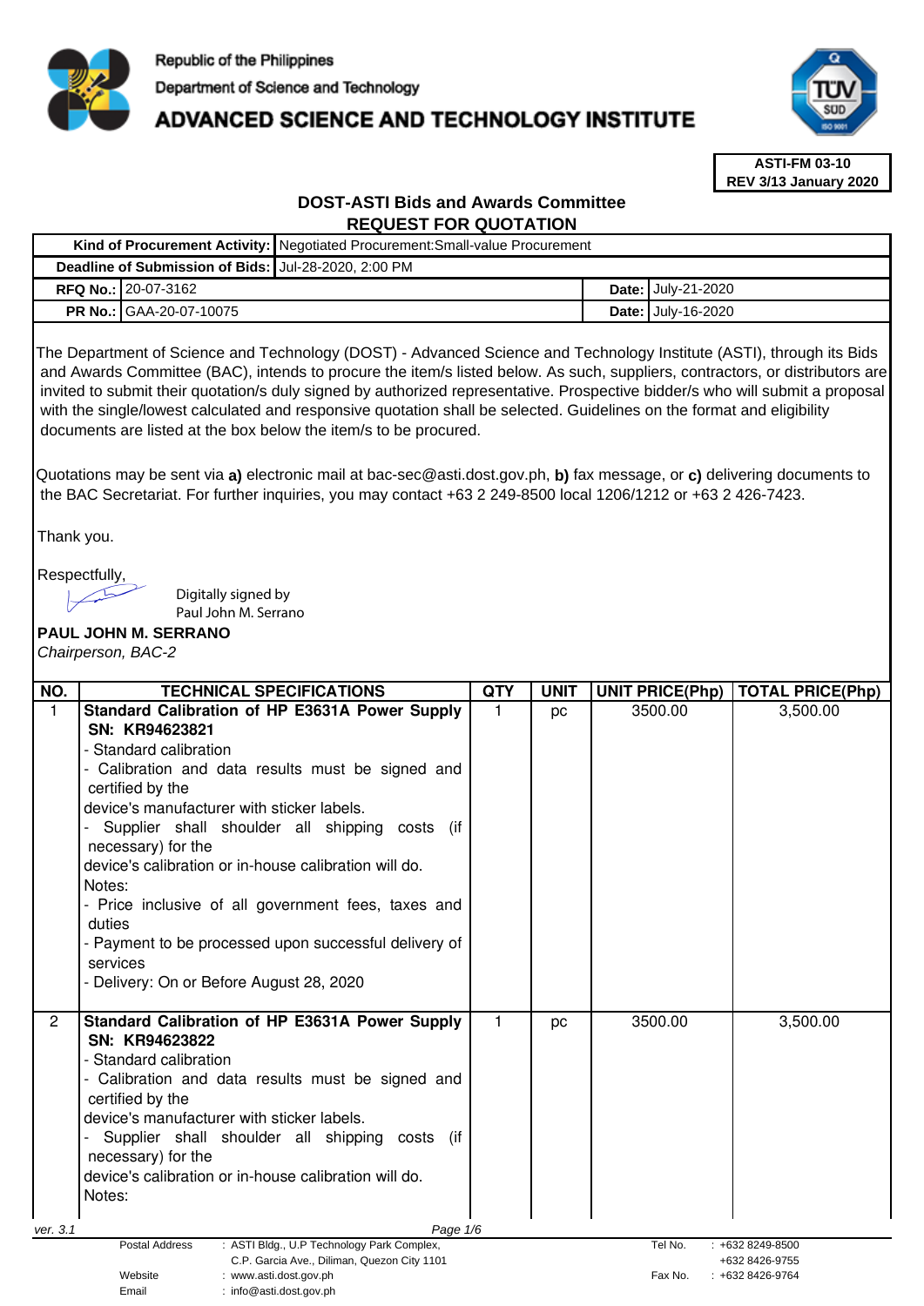Republic of the Philippines
Department of Science and Technology
# ADVANCED SCIENCE AND TECHNOLOGY INSTITUTE

**ASTI-FM 03-10**
**REV 3/13 January 2020**

## DOST-ASTI Bids and Awards Committee
## REQUEST FOR QUOTATION

| | | | |
|---|---|---|---|
| **Kind of Procurement Activity:** | Negotiated Procurement:Small-value Procurement | | |
| **Deadline of Submission of Bids:** | Jul-28-2020, 2:00 PM | | |
| **RFQ No.:** | 20-07-3162 | **Date:** | July-21-2020 |
| **PR No.:** | GAA-20-07-10075 | **Date:** | July-16-2020 |

The Department of Science and Technology (DOST) - Advanced Science and Technology Institute (ASTI), through its Bids and Awards Committee (BAC), intends to procure the item/s listed below. As such, suppliers, contractors, or distributors are invited to submit their quotation/s duly signed by authorized representative. Prospective bidder/s who will submit a proposal with the single/lowest calculated and responsive quotation shall be selected. Guidelines on the format and eligibility documents are listed at the box below the item/s to be procured.

Quotations may be sent via **a)** electronic mail at bac-sec@asti.dost.gov.ph, **b)** fax message, or **c)** delivering documents to the BAC Secretariat. For further inquiries, you may contact +63 2 249-8500 local 1206/1212 or +63 2 426-7423.

Thank you.

Respectfully,

Digitally signed by Paul John M. Serrano

**PAUL JOHN M. SERRANO**
*Chairperson, BAC-2*

| NO. | TECHNICAL SPECIFICATIONS | QTY | UNIT | UNIT PRICE(Php) | TOTAL PRICE(Php) |
|---|---|---|---|---|---|
| 1 | **Standard Calibration of HP E3631A Power Supply SN: KR94623821**<br>- Standard calibration<br>- Calibration and data results must be signed and certified by the device's manufacturer with sticker labels.<br>- Supplier shall shoulder all shipping costs (if necessary) for the device's calibration or in-house calibration will do.<br>Notes:<br>- Price inclusive of all government fees, taxes and duties<br>- Payment to be processed upon successful delivery of services<br>- Delivery: On or Before August 28, 2020 | 1 | pc | 3500.00 | 3,500.00 |
| 2 | **Standard Calibration of HP E3631A Power Supply SN: KR94623822**<br>- Standard calibration<br>- Calibration and data results must be signed and certified by the device's manufacturer with sticker labels.<br>- Supplier shall shoulder all shipping costs (if necessary) for the device's calibration or in-house calibration will do.<br>Notes: | 1 | pc | 3500.00 | 3,500.00 |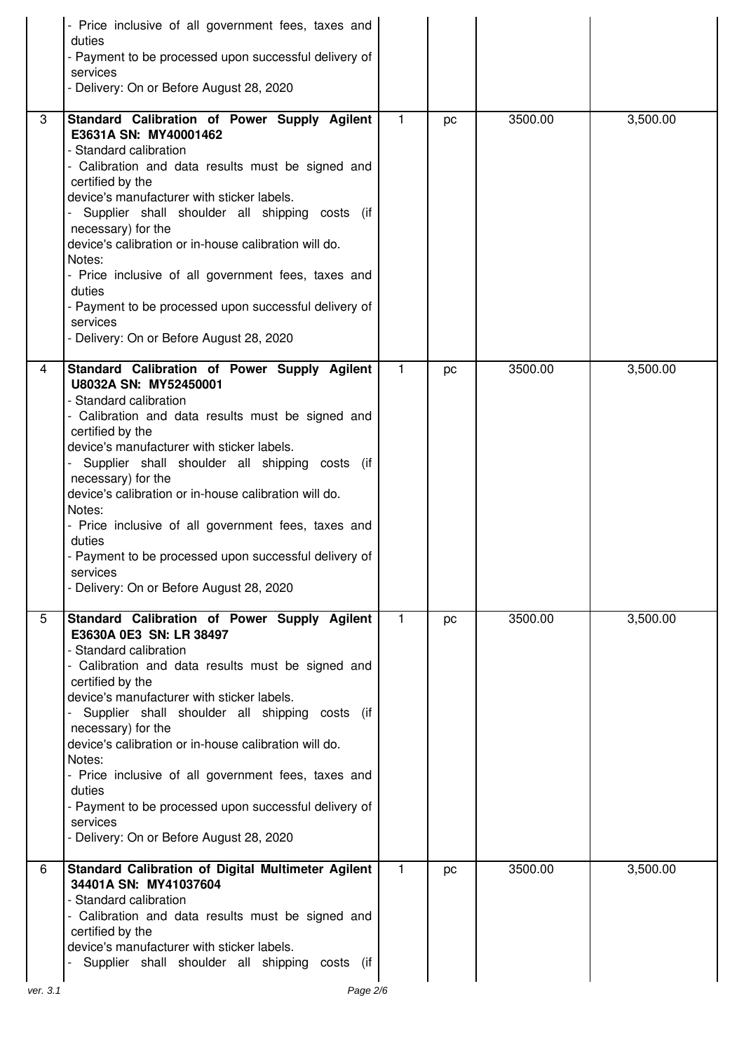| | | | | | |
|---|---|---|---|---|---|
| | - Price inclusive of all government fees, taxes and duties<br>- Payment to be processed upon successful delivery of services<br>- Delivery: On or Before August 28, 2020 | | | | |
| 3 | **Standard Calibration of Power Supply Agilent E3631A SN: MY40001462**<br>- Standard calibration<br>- Calibration and data results must be signed and certified by the<br>device's manufacturer with sticker labels.<br>- Supplier shall shoulder all shipping costs (if necessary) for the<br>device's calibration or in-house calibration will do.<br>Notes:<br>- Price inclusive of all government fees, taxes and duties<br>- Payment to be processed upon successful delivery of services<br>- Delivery: On or Before August 28, 2020 | 1 | pc | 3500.00 | 3,500.00 |
| 4 | **Standard Calibration of Power Supply Agilent U8032A SN: MY52450001**<br>- Standard calibration<br>- Calibration and data results must be signed and certified by the<br>device's manufacturer with sticker labels.<br>- Supplier shall shoulder all shipping costs (if necessary) for the<br>device's calibration or in-house calibration will do.<br>Notes:<br>- Price inclusive of all government fees, taxes and duties<br>- Payment to be processed upon successful delivery of services<br>- Delivery: On or Before August 28, 2020 | 1 | pc | 3500.00 | 3,500.00 |
| 5 | **Standard Calibration of Power Supply Agilent E3630A 0E3 SN: LR 38497**<br>- Standard calibration<br>- Calibration and data results must be signed and certified by the<br>device's manufacturer with sticker labels.<br>- Supplier shall shoulder all shipping costs (if necessary) for the<br>device's calibration or in-house calibration will do.<br>Notes:<br>- Price inclusive of all government fees, taxes and duties<br>- Payment to be processed upon successful delivery of services<br>- Delivery: On or Before August 28, 2020 | 1 | pc | 3500.00 | 3,500.00 |
| 6 | **Standard Calibration of Digital Multimeter Agilent 34401A SN: MY41037604**<br>- Standard calibration<br>- Calibration and data results must be signed and certified by the<br>device's manufacturer with sticker labels.<br>- Supplier shall shoulder all shipping costs (if | 1 | pc | 3500.00 | 3,500.00 |

ver. 3.1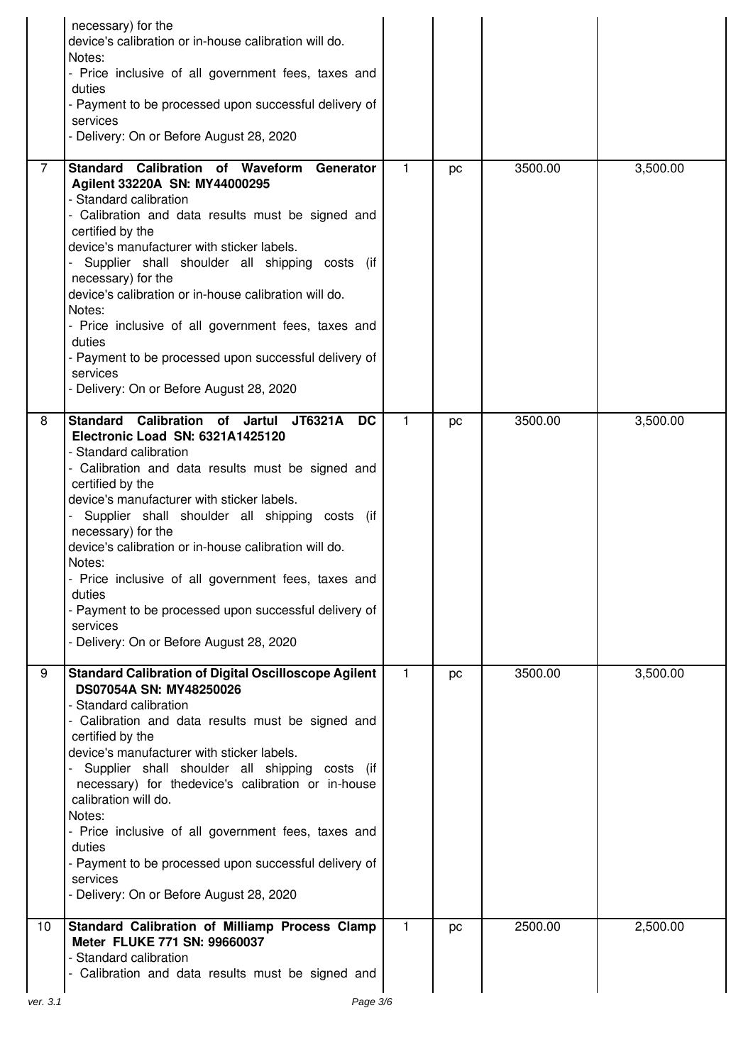| | | | | | |
|---|---|---|---|---|---|
| | necessary) for the<br>device's calibration or in-house calibration will do.<br>Notes:<br>- Price inclusive of all government fees, taxes and duties<br>- Payment to be processed upon successful delivery of services<br>- Delivery: On or Before August 28, 2020 | | | | |
| 7 | **Standard Calibration of Waveform Generator Agilent 33220A SN: MY44000295**<br>- Standard calibration<br>- Calibration and data results must be signed and certified by the<br>device's manufacturer with sticker labels.<br>- Supplier shall shoulder all shipping costs (if necessary) for the<br>device's calibration or in-house calibration will do.<br>Notes:<br>- Price inclusive of all government fees, taxes and duties<br>- Payment to be processed upon successful delivery of services<br>- Delivery: On or Before August 28, 2020 | 1 | pc | 3500.00 | 3,500.00 |
| 8 | **Standard Calibration of Jartul JT6321A DC Electronic Load SN: 6321A1425120**<br>- Standard calibration<br>- Calibration and data results must be signed and certified by the<br>device's manufacturer with sticker labels.<br>- Supplier shall shoulder all shipping costs (if necessary) for the<br>device's calibration or in-house calibration will do.<br>Notes:<br>- Price inclusive of all government fees, taxes and duties<br>- Payment to be processed upon successful delivery of services<br>- Delivery: On or Before August 28, 2020 | 1 | pc | 3500.00 | 3,500.00 |
| 9 | **Standard Calibration of Digital Oscilloscope Agilent DS07054A SN: MY48250026**<br>- Standard calibration<br>- Calibration and data results must be signed and certified by the<br>device's manufacturer with sticker labels.<br>- Supplier shall shoulder all shipping costs (if necessary) for thedevice's calibration or in-house calibration will do.<br>Notes:<br>- Price inclusive of all government fees, taxes and duties<br>- Payment to be processed upon successful delivery of services<br>- Delivery: On or Before August 28, 2020 | 1 | pc | 3500.00 | 3,500.00 |
| 10 | **Standard Calibration of Milliamp Process Clamp Meter FLUKE 771 SN: 99660037**<br>- Standard calibration<br>- Calibration and data results must be signed and | 1 | pc | 2500.00 | 2,500.00 |

ver. 3.1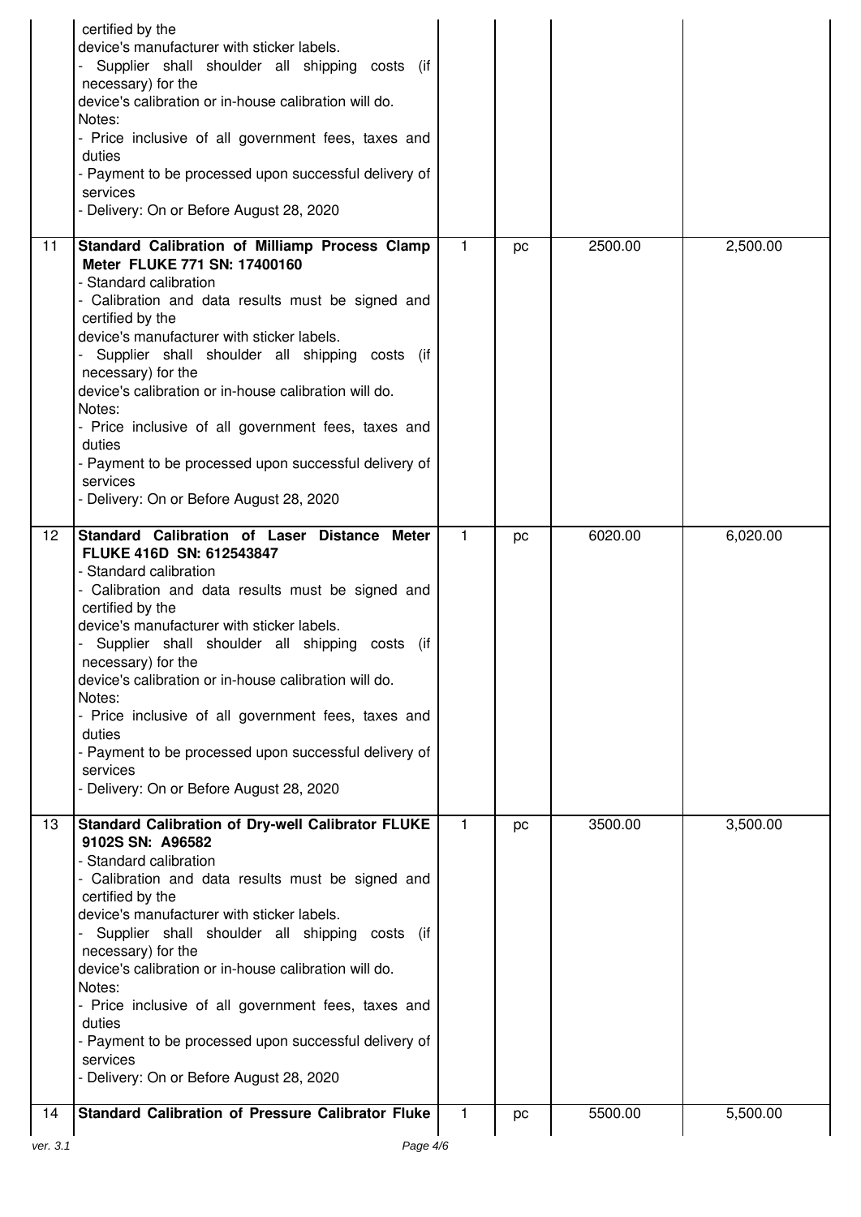| | | | | | |
|---|---|---|---|---|---|
| | certified by the<br>device's manufacturer with sticker labels.<br>- Supplier shall shoulder all shipping costs (if necessary) for the<br>device's calibration or in-house calibration will do.<br>Notes:<br>- Price inclusive of all government fees, taxes and duties<br>- Payment to be processed upon successful delivery of services<br>- Delivery: On or Before August 28, 2020 | | | | |
| 11 | **Standard Calibration of Milliamp Process Clamp Meter FLUKE 771 SN: 17400160**<br>- Standard calibration<br>- Calibration and data results must be signed and certified by the<br>device's manufacturer with sticker labels.<br>- Supplier shall shoulder all shipping costs (if necessary) for the<br>device's calibration or in-house calibration will do.<br>Notes:<br>- Price inclusive of all government fees, taxes and duties<br>- Payment to be processed upon successful delivery of services<br>- Delivery: On or Before August 28, 2020 | 1 | pc | 2500.00 | 2,500.00 |
| 12 | **Standard Calibration of Laser Distance Meter FLUKE 416D SN: 612543847**<br>- Standard calibration<br>- Calibration and data results must be signed and certified by the<br>device's manufacturer with sticker labels.<br>- Supplier shall shoulder all shipping costs (if necessary) for the<br>device's calibration or in-house calibration will do.<br>Notes:<br>- Price inclusive of all government fees, taxes and duties<br>- Payment to be processed upon successful delivery of services<br>- Delivery: On or Before August 28, 2020 | 1 | pc | 6020.00 | 6,020.00 |
| 13 | **Standard Calibration of Dry-well Calibrator FLUKE 9102S SN: A96582**<br>- Standard calibration<br>- Calibration and data results must be signed and certified by the<br>device's manufacturer with sticker labels.<br>- Supplier shall shoulder all shipping costs (if necessary) for the<br>device's calibration or in-house calibration will do.<br>Notes:<br>- Price inclusive of all government fees, taxes and duties<br>- Payment to be processed upon successful delivery of services<br>- Delivery: On or Before August 28, 2020 | 1 | pc | 3500.00 | 3,500.00 |
| 14 | **Standard Calibration of Pressure Calibrator Fluke** | 1 | pc | 5500.00 | 5,500.00 |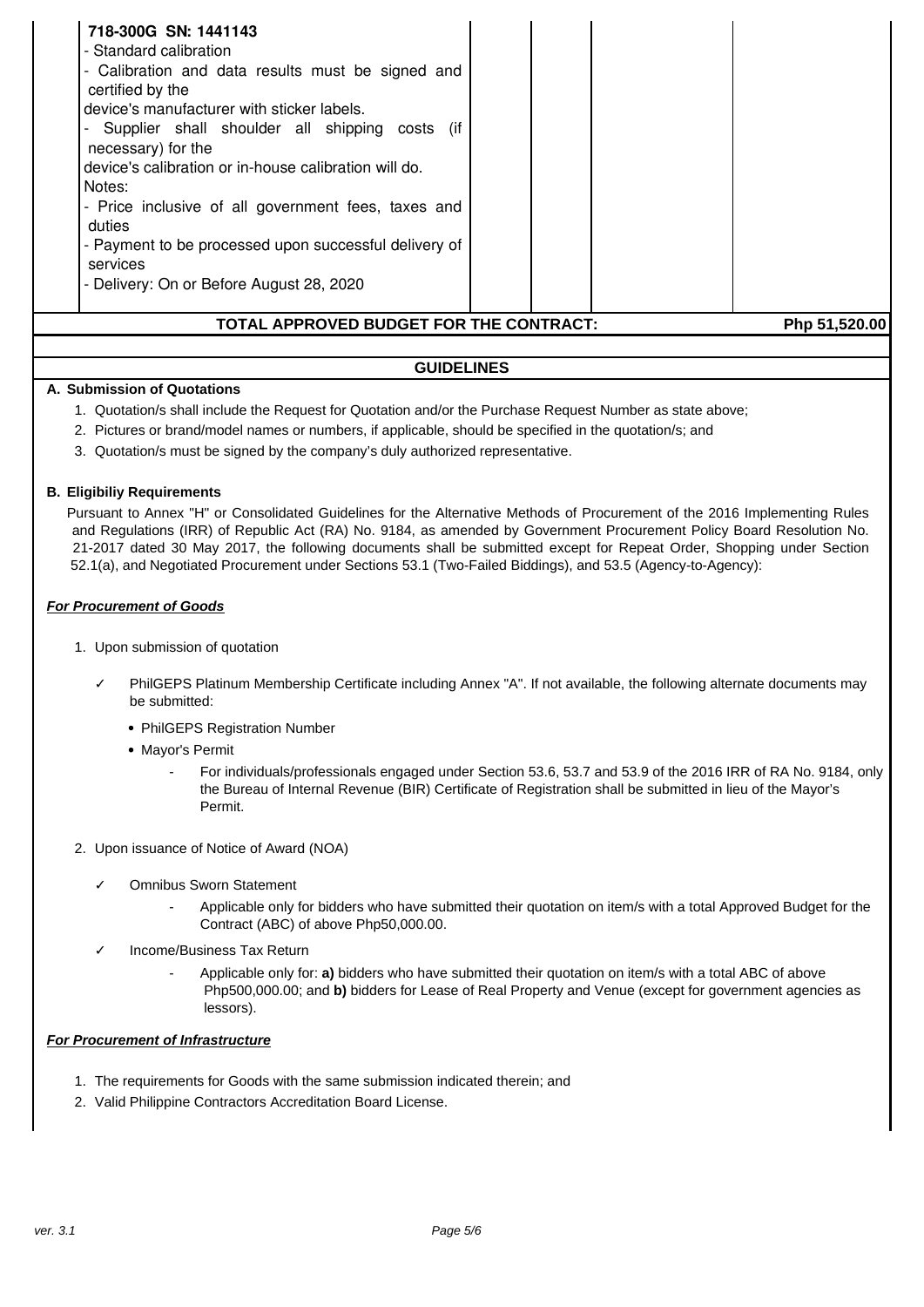| | | | | |
|---|---|---|---|---|
| **718-300G SN: 1441143**<br>- Standard calibration<br>- Calibration and data results must be signed and certified by the device's manufacturer with sticker labels.<br>- Supplier shall shoulder all shipping costs (if necessary) for the device's calibration or in-house calibration will do.<br>Notes:<br>- Price inclusive of all government fees, taxes and duties<br>- Payment to be processed upon successful delivery of services<br>- Delivery: On or Before August 28, 2020 | | | | |
| **TOTAL APPROVED BUDGET FOR THE CONTRACT:** | | | | **Php 51,520.00** |

## GUIDELINES

### A. Submission of Quotations

1. Quotation/s shall include the Request for Quotation and/or the Purchase Request Number as state above;
2. Pictures or brand/model names or numbers, if applicable, should be specified in the quotation/s; and
3. Quotation/s must be signed by the company's duly authorized representative.

### B. Eligibiliy Requirements

Pursuant to Annex "H" or Consolidated Guidelines for the Alternative Methods of Procurement of the 2016 Implementing Rules and Regulations (IRR) of Republic Act (RA) No. 9184, as amended by Government Procurement Policy Board Resolution No. 21-2017 dated 30 May 2017, the following documents shall be submitted except for Repeat Order, Shopping under Section 52.1(a), and Negotiated Procurement under Sections 53.1 (Two-Failed Biddings), and 53.5 (Agency-to-Agency):

***For Procurement of Goods***

1. Upon submission of quotation

   ✓ PhilGEPS Platinum Membership Certificate including Annex "A". If not available, the following alternate documents may be submitted:

   - PhilGEPS Registration Number
   - Mayor's Permit
     - For individuals/professionals engaged under Section 53.6, 53.7 and 53.9 of the 2016 IRR of RA No. 9184, only the Bureau of Internal Revenue (BIR) Certificate of Registration shall be submitted in lieu of the Mayor's Permit.

2. Upon issuance of Notice of Award (NOA)

   ✓ Omnibus Sworn Statement

   - Applicable only for bidders who have submitted their quotation on item/s with a total Approved Budget for the Contract (ABC) of above Php50,000.00.

   ✓ Income/Business Tax Return

   - Applicable only for: **a)** bidders who have submitted their quotation on item/s with a total ABC of above Php500,000.00; and **b)** bidders for Lease of Real Property and Venue (except for government agencies as lessors).

***For Procurement of Infrastructure***

1. The requirements for Goods with the same submission indicated therein; and
2. Valid Philippine Contractors Accreditation Board License.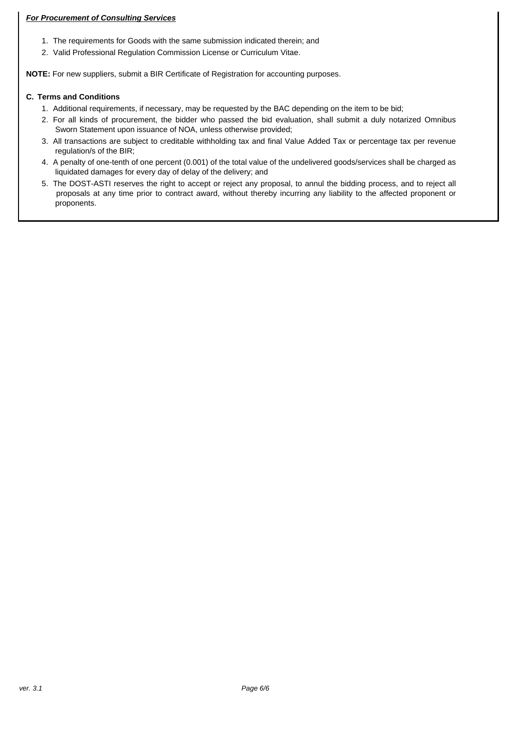***For Procurement of Consulting Services***

1. The requirements for Goods with the same submission indicated therein; and
2. Valid Professional Regulation Commission License or Curriculum Vitae.

**NOTE:** For new suppliers, submit a BIR Certificate of Registration for accounting purposes.

**C. Terms and Conditions**

1. Additional requirements, if necessary, may be requested by the BAC depending on the item to be bid;
2. For all kinds of procurement, the bidder who passed the bid evaluation, shall submit a duly notarized Omnibus Sworn Statement upon issuance of NOA, unless otherwise provided;
3. All transactions are subject to creditable withholding tax and final Value Added Tax or percentage tax per revenue regulation/s of the BIR;
4. A penalty of one-tenth of one percent (0.001) of the total value of the undelivered goods/services shall be charged as liquidated damages for every day of delay of the delivery; and
5. The DOST-ASTI reserves the right to accept or reject any proposal, to annul the bidding process, and to reject all proposals at any time prior to contract award, without thereby incurring any liability to the affected proponent or proponents.